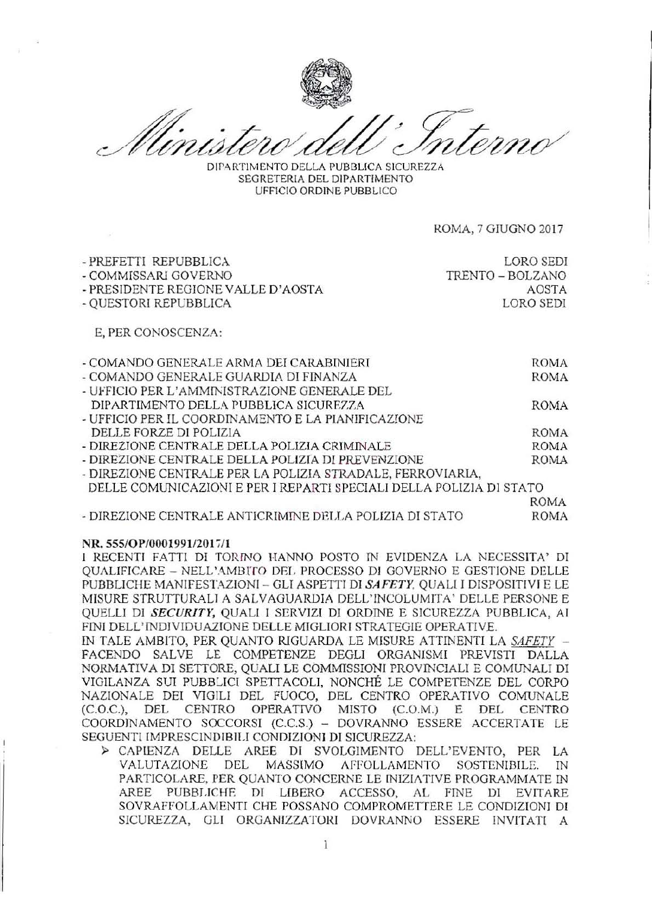*Ministero dell'Interno*

DIPARTIMENTO DELLA PUBBLICA SICUREZZA
SEGRETERIA DEL DIPARTIMENTO
UFFICIO ORDINE PUBBLICO

ROMA, 7 GIUGNO 2017

| | |
|---|---|
| - PREFETTI REPUBBLICA | LORO SEDI |
| - COMMISSARI GOVERNO | TRENTO – BOLZANO |
| - PRESIDENTE REGIONE VALLE D'AOSTA | AOSTA |
| - QUESTORI REPUBBLICA | LORO SEDI |

E, PER CONOSCENZA:

| | |
|---|---|
| - COMANDO GENERALE ARMA DEI CARABINIERI | ROMA |
| - COMANDO GENERALE GUARDIA DI FINANZA | ROMA |
| - UFFICIO PER L'AMMINISTRAZIONE GENERALE DEL DIPARTIMENTO DELLA PUBBLICA SICUREZZA | ROMA |
| - UFFICIO PER IL COORDINAMENTO E LA PIANIFICAZIONE DELLE FORZE DI POLIZIA | ROMA |
| - DIREZIONE CENTRALE DELLA POLIZIA CRIMINALE | ROMA |
| - DIREZIONE CENTRALE DELLA POLIZIA DI PREVENZIONE | ROMA |
| - DIREZIONE CENTRALE PER LA POLIZIA STRADALE, FERROVIARIA, DELLE COMUNICAZIONI E PER I REPARTI SPECIALI DELLA POLIZIA DI STATO | ROMA |
| - DIREZIONE CENTRALE ANTICRIMINE DELLA POLIZIA DI STATO | ROMA |

**NR. 555/OP/0001991/2017/1**

I RECENTI FATTI DI TORINO HANNO POSTO IN EVIDENZA LA NECESSITA' DI QUALIFICARE – NELL'AMBITO DEL PROCESSO DI GOVERNO E GESTIONE DELLE PUBBLICHE MANIFESTAZIONI – GLI ASPETTI DI ***SAFETY***, QUALI I DISPOSITIVI E LE MISURE STRUTTURALI A SALVAGUARDIA DELL'INCOLUMITA' DELLE PERSONE E QUELLI DI ***SECURITY***, QUALI I SERVIZI DI ORDINE E SICUREZZA PUBBLICA, AI FINI DELL'INDIVIDUAZIONE DELLE MIGLIORI STRATEGIE OPERATIVE.

IN TALE AMBITO, PER QUANTO RIGUARDA LE MISURE ATTINENTI LA *SAFETY* – FACENDO SALVE LE COMPETENZE DEGLI ORGANISMI PREVISTI DALLA NORMATIVA DI SETTORE, QUALI LE COMMISSIONI PROVINCIALI E COMUNALI DI VIGILANZA SUI PUBBLICI SPETTACOLI, NONCHÉ LE COMPETENZE DEL CORPO NAZIONALE DEI VIGILI DEL FUOCO, DEL CENTRO OPERATIVO COMUNALE (C.O.C.), DEL CENTRO OPERATIVO MISTO (C.O.M.) E DEL CENTRO COORDINAMENTO SOCCORSI (C.C.S.) – DOVRANNO ESSERE ACCERTATE LE SEGUENTI IMPRESCINDIBILI CONDIZIONI DI SICUREZZA:

- CAPIENZA DELLE AREE DI SVOLGIMENTO DELL'EVENTO, PER LA VALUTAZIONE DEL MASSIMO AFFOLLAMENTO SOSTENIBILE. IN PARTICOLARE, PER QUANTO CONCERNE LE INIZIATIVE PROGRAMMATE IN AREE PUBBLICHE DI LIBERO ACCESSO, AL FINE DI EVITARE SOVRAFFOLLAMENTI CHE POSSANO COMPROMETTERE LE CONDIZIONI DI SICUREZZA, GLI ORGANIZZATORI DOVRANNO ESSERE INVITATI A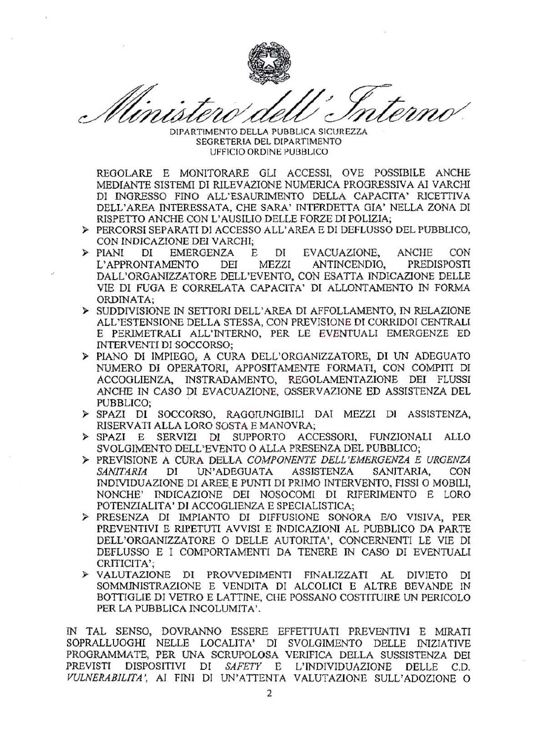Ministero dell'Interno

DIPARTIMENTO DELLA PUBBLICA SICUREZZA
SEGRETERIA DEL DIPARTIMENTO
UFFICIO ORDINE PUBBLICO

REGOLARE E MONITORARE GLI ACCESSI, OVE POSSIBILE ANCHE MEDIANTE SISTEMI DI RILEVAZIONE NUMERICA PROGRESSIVA AI VARCHI DI INGRESSO FINO ALL'ESAURIMENTO DELLA CAPACITA' RICETTIVA DELL'AREA INTERESSATA, CHE SARA' INTERDETTA GIA' NELLA ZONA DI RISPETTO ANCHE CON L'AUSILIO DELLE FORZE DI POLIZIA;

- PERCORSI SEPARATI DI ACCESSO ALL'AREA E DI DEFLUSSO DEL PUBBLICO, CON INDICAZIONE DEI VARCHI;
- PIANI DI EMERGENZA E DI EVACUAZIONE, ANCHE CON L'APPRONTAMENTO DEI MEZZI ANTINCENDIO, PREDISPOSTI DALL'ORGANIZZATORE DELL'EVENTO, CON ESATTA INDICAZIONE DELLE VIE DI FUGA E CORRELATA CAPACITA' DI ALLONTANAMENTO IN FORMA ORDINATA;
- SUDDIVISIONE IN SETTORI DELL'AREA DI AFFOLLAMENTO, IN RELAZIONE ALL'ESTENSIONE DELLA STESSA, CON PREVISIONE DI CORRIDOI CENTRALI E PERIMETRALI ALL'INTERNO, PER LE EVENTUALI EMERGENZE ED INTERVENTI DI SOCCORSO;
- PIANO DI IMPIEGO, A CURA DELL'ORGANIZZATORE, DI UN ADEGUATO NUMERO DI OPERATORI, APPOSITAMENTE FORMATI, CON COMPITI DI ACCOGLIENZA, INSTRADAMENTO, REGOLAMENTAZIONE DEI FLUSSI ANCHE IN CASO DI EVACUAZIONE, OSSERVAZIONE ED ASSISTENZA DEL PUBBLICO;
- SPAZI DI SOCCORSO, RAGGIUNGIBILI DAI MEZZI DI ASSISTENZA, RISERVATI ALLA LORO SOSTA E MANOVRA;
- SPAZI E SERVIZI DI SUPPORTO ACCESSORI, FUNZIONALI ALLO SVOLGIMENTO DELL'EVENTO O ALLA PRESENZA DEL PUBBLICO;
- PREVISIONE A CURA DELLA *COMPONENTE DELL'EMERGENZA E URGENZA SANITARIA* DI UN'ADEGUATA ASSISTENZA SANITARIA, CON INDIVIDUAZIONE DI AREE E PUNTI DI PRIMO INTERVENTO, FISSI O MOBILI, NONCHE' INDICAZIONE DEI NOSOCOMI DI RIFERIMENTO E LORO POTENZIALITA' DI ACCOGLIENZA E SPECIALISTICA;
- PRESENZA DI IMPIANTO DI DIFFUSIONE SONORA E/O VISIVA, PER PREVENTIVI E RIPETUTI AVVISI E INDICAZIONI AL PUBBLICO DA PARTE DELL'ORGANIZZATORE O DELLE AUTORITA', CONCERNENTI LE VIE DI DEFLUSSO E I COMPORTAMENTI DA TENERE IN CASO DI EVENTUALI CRITICITA';
- VALUTAZIONE DI PROVVEDIMENTI FINALIZZATI AL DIVIETO DI SOMMINISTRAZIONE E VENDITA DI ALCOLICI E ALTRE BEVANDE IN BOTTIGLIE DI VETRO E LATTINE, CHE POSSANO COSTITUIRE UN PERICOLO PER LA PUBBLICA INCOLUMITA'.

IN TAL SENSO, DOVRANNO ESSERE EFFETTUATI PREVENTIVI E MIRATI SOPRALLUOGHI NELLE LOCALITA' DI SVOLGIMENTO DELLE INIZIATIVE PROGRAMMATE, PER UNA SCRUPOLOSA VERIFICA DELLA SUSSISTENZA DEI PREVISTI DISPOSITIVI DI *SAFETY* E L'INDIVIDUAZIONE DELLE C.D. *VULNERABILITA'*, AI FINI DI UN'ATTENTA VALUTAZIONE SULL'ADOZIONE O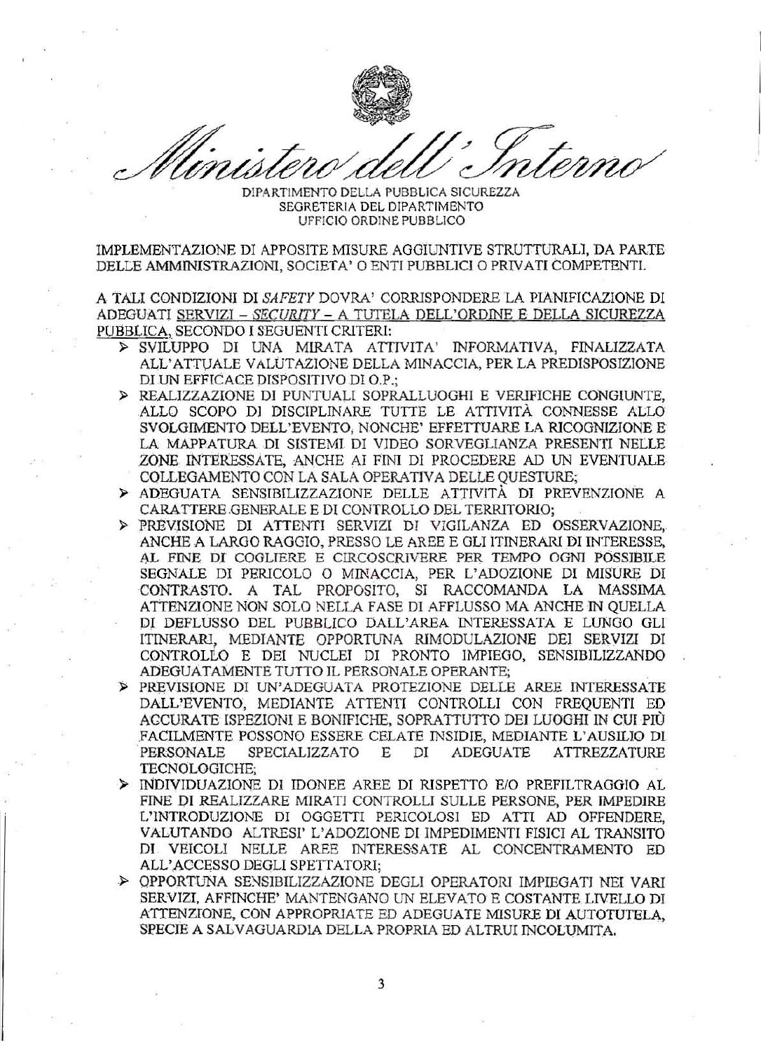Ministero dell'Interno

DIPARTIMENTO DELLA PUBBLICA SICUREZZA
SEGRETERIA DEL DIPARTIMENTO
UFFICIO ORDINE PUBBLICO

IMPLEMENTAZIONE DI APPOSITE MISURE AGGIUNTIVE STRUTTURALI, DA PARTE DELLE AMMINISTRAZIONI, SOCIETA' O ENTI PUBBLICI O PRIVATI COMPETENTI.

A TALI CONDIZIONI DI *SAFETY* DOVRA' CORRISPONDERE LA PIANIFICAZIONE DI ADEGUATI <u>SERVIZI – *SECURITY* – A TUTELA DELL'ORDINE E DELLA SICUREZZA PUBBLICA</u>, SECONDO I SEGUENTI CRITERI:

- SVILUPPO DI UNA MIRATA ATTIVITA' INFORMATIVA, FINALIZZATA ALL'ATTUALE VALUTAZIONE DELLA MINACCIA, PER LA PREDISPOSIZIONE DI UN EFFICACE DISPOSITIVO DI O.P.;
- REALIZZAZIONE DI PUNTUALI SOPRALLUOGHI E VERIFICHE CONGIUNTE, ALLO SCOPO DI DISCIPLINARE TUTTE LE ATTIVITÀ CONNESSE ALLO SVOLGIMENTO DELL'EVENTO, NONCHE' EFFETTUARE LA RICOGNIZIONE E LA MAPPATURA DI SISTEMI DI VIDEO SORVEGLIANZA PRESENTI NELLE ZONE INTERESSATE, ANCHE AI FINI DI PROCEDERE AD UN EVENTUALE COLLEGAMENTO CON LA SALA OPERATIVA DELLE QUESTURE;
- ADEGUATA SENSIBILIZZAZIONE DELLE ATTIVITÀ DI PREVENZIONE A CARATTERE GENERALE E DI CONTROLLO DEL TERRITORIO;
- PREVISIONE DI ATTENTI SERVIZI DI VIGILANZA ED OSSERVAZIONE, ANCHE A LARGO RAGGIO, PRESSO LE AREE E GLI ITINERARI DI INTERESSE, AL FINE DI COGLIERE E CIRCOSCRIVERE PER TEMPO OGNI POSSIBILE SEGNALE DI PERICOLO O MINACCIA, PER L'ADOZIONE DI MISURE DI CONTRASTO. A TAL PROPOSITO, SI RACCOMANDA LA MASSIMA ATTENZIONE NON SOLO NELLA FASE DI AFFLUSSO MA ANCHE IN QUELLA DI DEFLUSSO DEL PUBBLICO DALL'AREA INTERESSATA E LUNGO GLI ITINERARI, MEDIANTE OPPORTUNA RIMODULAZIONE DEI SERVIZI DI CONTROLLO E DEI NUCLEI DI PRONTO IMPIEGO, SENSIBILIZZANDO ADEGUATAMENTE TUTTO IL PERSONALE OPERANTE;
- PREVISIONE DI UN'ADEGUATA PROTEZIONE DELLE AREE INTERESSATE DALL'EVENTO, MEDIANTE ATTENTI CONTROLLI CON FREQUENTI ED ACCURATE ISPEZIONI E BONIFICHE, SOPRATTUTTO DEI LUOGHI IN CUI PIÙ FACILMENTE POSSONO ESSERE CELATE INSIDIE, MEDIANTE L'AUSILIO DI PERSONALE SPECIALIZZATO E DI ADEGUATE ATTREZZATURE TECNOLOGICHE;
- INDIVIDUAZIONE DI IDONEE AREE DI RISPETTO E/O PREFILTRAGGIO AL FINE DI REALIZZARE MIRATI CONTROLLI SULLE PERSONE, PER IMPEDIRE L'INTRODUZIONE DI OGGETTI PERICOLOSI ED ATTI AD OFFENDERE, VALUTANDO ALTRESI' L'ADOZIONE DI IMPEDIMENTI FISICI AL TRANSITO DI VEICOLI NELLE AREE INTERESSATE AL CONCENTRAMENTO ED ALL'ACCESSO DEGLI SPETTATORI;
- OPPORTUNA SENSIBILIZZAZIONE DEGLI OPERATORI IMPIEGATI NEI VARI SERVIZI, AFFINCHE' MANTENGANO UN ELEVATO E COSTANTE LIVELLO DI ATTENZIONE, CON APPROPRIATE ED ADEGUATE MISURE DI AUTOTUTELA, SPECIE A SALVAGUARDIA DELLA PROPRIA ED ALTRUI INCOLUMITA.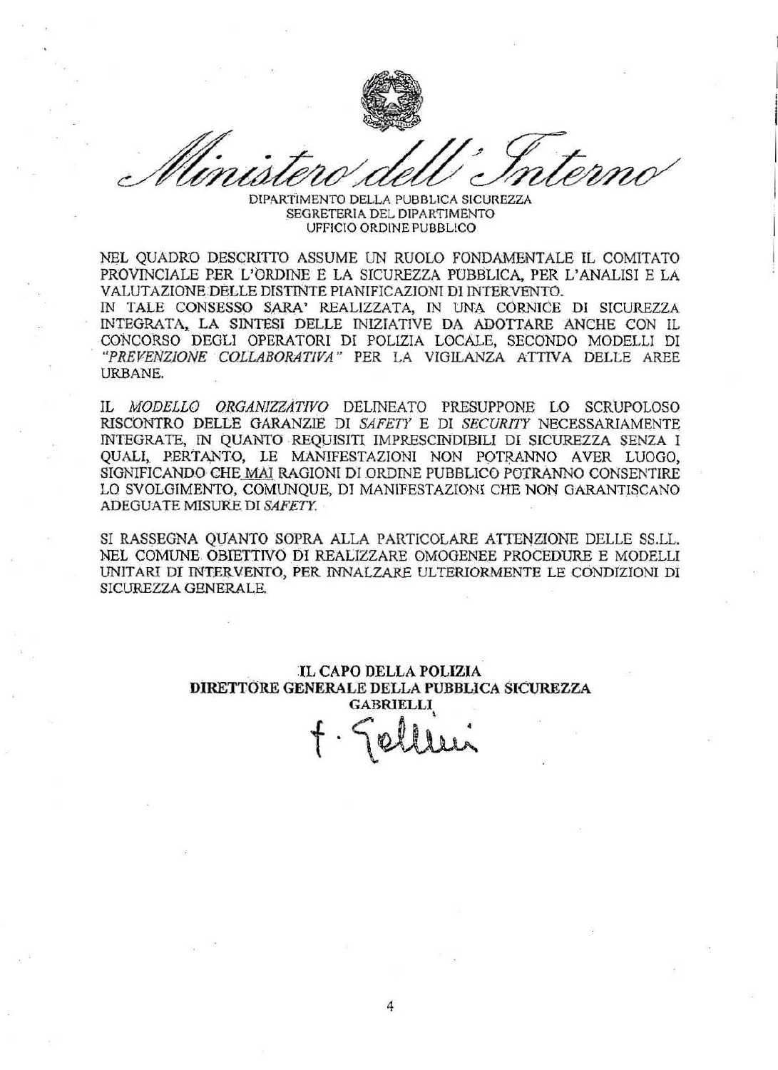*Ministero dell'Interno*

DIPARTIMENTO DELLA PUBBLICA SICUREZZA
SEGRETERIA DEL DIPARTIMENTO
UFFICIO ORDINE PUBBLICO

NEL QUADRO DESCRITTO ASSUME UN RUOLO FONDAMENTALE IL COMITATO PROVINCIALE PER L'ORDINE E LA SICUREZZA PUBBLICA, PER L'ANALISI E LA VALUTAZIONE DELLE DISTINTE PIANIFICAZIONI DI INTERVENTO.
IN TALE CONSESSO SARA' REALIZZATA, IN UNA CORNICE DI SICUREZZA INTEGRATA, LA SINTESI DELLE INIZIATIVE DA ADOTTARE ANCHE CON IL CONCORSO DEGLI OPERATORI DI POLIZIA LOCALE, SECONDO MODELLI DI *"PREVENZIONE COLLABORATIVA"* PER LA VIGILANZA ATTIVA DELLE AREE URBANE.

IL *MODELLO ORGANIZZATIVO* DELINEATO PRESUPPONE LO SCRUPOLOSO RISCONTRO DELLE GARANZIE DI *SAFETY* E DI *SECURITY* NECESSARIAMENTE INTEGRATE, IN QUANTO REQUISITI IMPRESCINDIBILI DI SICUREZZA SENZA I QUALI, PERTANTO, LE MANIFESTAZIONI NON POTRANNO AVER LUOGO, SIGNIFICANDO CHE MAI RAGIONI DI ORDINE PUBBLICO POTRANNO CONSENTIRE LO SVOLGIMENTO, COMUNQUE, DI MANIFESTAZIONI CHE NON GARANTISCANO ADEGUATE MISURE DI *SAFETY*.

SI RASSEGNA QUANTO SOPRA ALLA PARTICOLARE ATTENZIONE DELLE SS.LL. NEL COMUNE OBIETTIVO DI REALIZZARE OMOGENEE PROCEDURE E MODELLI UNITARI DI INTERVENTO, PER INNALZARE ULTERIORMENTE LE CONDIZIONI DI SICUREZZA GENERALE.

**IL CAPO DELLA POLIZIA**
**DIRETTORE GENERALE DELLA PUBBLICA SICUREZZA**
**GABRIELLI**

f. Gabrielli